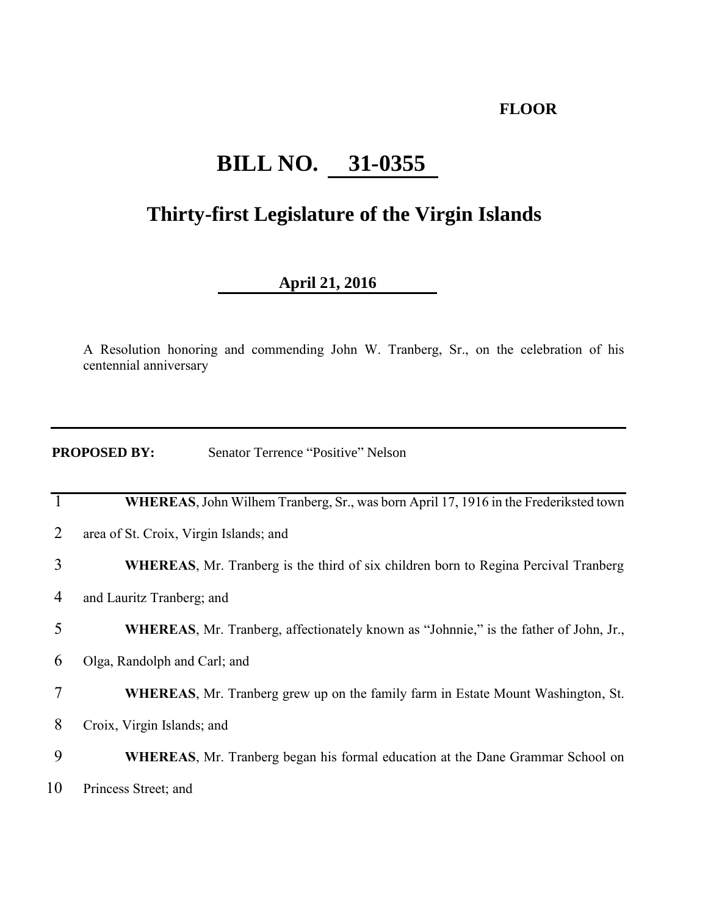**FLOOR**

# BILL NO. 31-0355

## Thirty-first Legislature of the Virgin Islands

**April 21, 2016**

A Resolution honoring and commending John W. Tranberg, Sr., on the celebration of his centennial anniversary

---

**PROPOSED BY:** Senator Terrence "Positive" Nelson

1 **WHEREAS**, John Wilhem Tranberg, Sr., was born April 17, 1916 in the Frederiksted town
2 area of St. Croix, Virgin Islands; and
3 **WHEREAS**, Mr. Tranberg is the third of six children born to Regina Percival Tranberg
4 and Lauritz Tranberg; and
5 **WHEREAS**, Mr. Tranberg, affectionately known as "Johnnie," is the father of John, Jr.,
6 Olga, Randolph and Carl; and
7 **WHEREAS**, Mr. Tranberg grew up on the family farm in Estate Mount Washington, St.
8 Croix, Virgin Islands; and
9 **WHEREAS**, Mr. Tranberg began his formal education at the Dane Grammar School on
10 Princess Street; and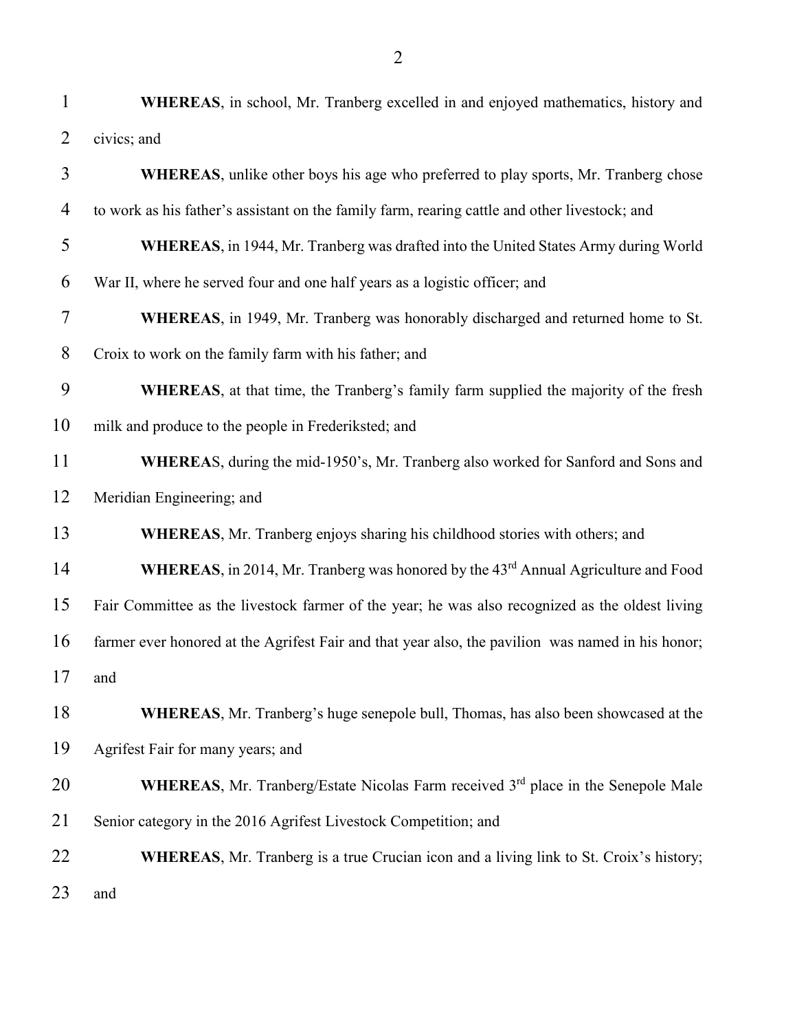**WHEREAS**, in school, Mr. Tranberg excelled in and enjoyed mathematics, history and civics; and

**WHEREAS**, unlike other boys his age who preferred to play sports, Mr. Tranberg chose to work as his father's assistant on the family farm, rearing cattle and other livestock; and

**WHEREAS**, in 1944, Mr. Tranberg was drafted into the United States Army during World War II, where he served four and one half years as a logistic officer; and

**WHEREAS**, in 1949, Mr. Tranberg was honorably discharged and returned home to St. Croix to work on the family farm with his father; and

**WHEREAS**, at that time, the Tranberg's family farm supplied the majority of the fresh milk and produce to the people in Frederiksted; and

**WHEREA**S, during the mid-1950's, Mr. Tranberg also worked for Sanford and Sons and Meridian Engineering; and

**WHEREAS**, Mr. Tranberg enjoys sharing his childhood stories with others; and

**WHEREAS**, in 2014, Mr. Tranberg was honored by the 43rd Annual Agriculture and Food Fair Committee as the livestock farmer of the year; he was also recognized as the oldest living farmer ever honored at the Agrifest Fair and that year also, the pavilion was named in his honor; and

**WHEREAS**, Mr. Tranberg's huge senepole bull, Thomas, has also been showcased at the Agrifest Fair for many years; and

**WHEREAS**, Mr. Tranberg/Estate Nicolas Farm received 3rd place in the Senepole Male Senior category in the 2016 Agrifest Livestock Competition; and

**WHEREAS**, Mr. Tranberg is a true Crucian icon and a living link to St. Croix's history; and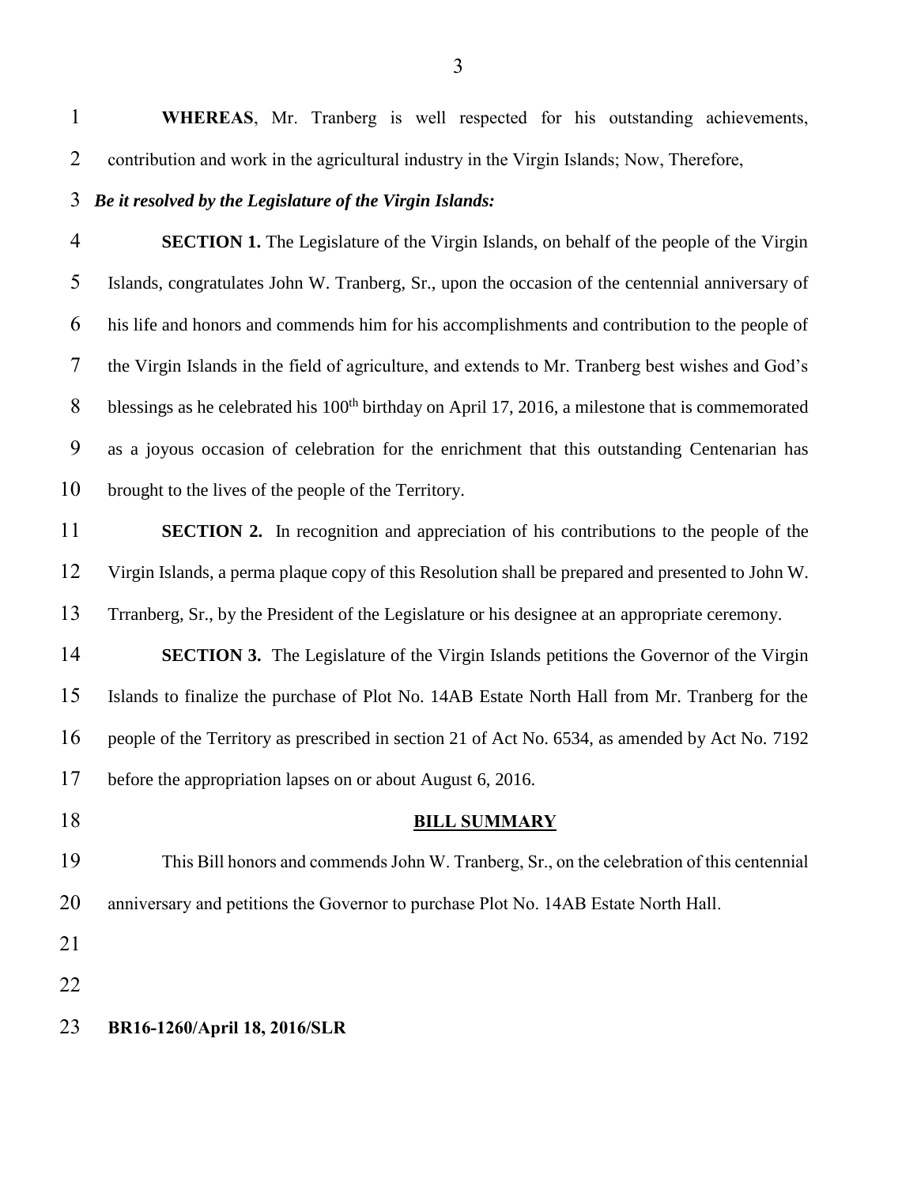**WHEREAS**, Mr. Tranberg is well respected for his outstanding achievements, contribution and work in the agricultural industry in the Virgin Islands; Now, Therefore,

***Be it resolved by the Legislature of the Virgin Islands:***

**SECTION 1.** The Legislature of the Virgin Islands, on behalf of the people of the Virgin Islands, congratulates John W. Tranberg, Sr., upon the occasion of the centennial anniversary of his life and honors and commends him for his accomplishments and contribution to the people of the Virgin Islands in the field of agriculture, and extends to Mr. Tranberg best wishes and God's blessings as he celebrated his 100th birthday on April 17, 2016, a milestone that is commemorated as a joyous occasion of celebration for the enrichment that this outstanding Centenarian has brought to the lives of the people of the Territory.

**SECTION 2.** In recognition and appreciation of his contributions to the people of the Virgin Islands, a perma plaque copy of this Resolution shall be prepared and presented to John W. Trranberg, Sr., by the President of the Legislature or his designee at an appropriate ceremony.

**SECTION 3.** The Legislature of the Virgin Islands petitions the Governor of the Virgin Islands to finalize the purchase of Plot No. 14AB Estate North Hall from Mr. Tranberg for the people of the Territory as prescribed in section 21 of Act No. 6534, as amended by Act No. 7192 before the appropriation lapses on or about August 6, 2016.

## BILL SUMMARY

This Bill honors and commends John W. Tranberg, Sr., on the celebration of this centennial anniversary and petitions the Governor to purchase Plot No. 14AB Estate North Hall.

**BR16-1260/April 18, 2016/SLR**